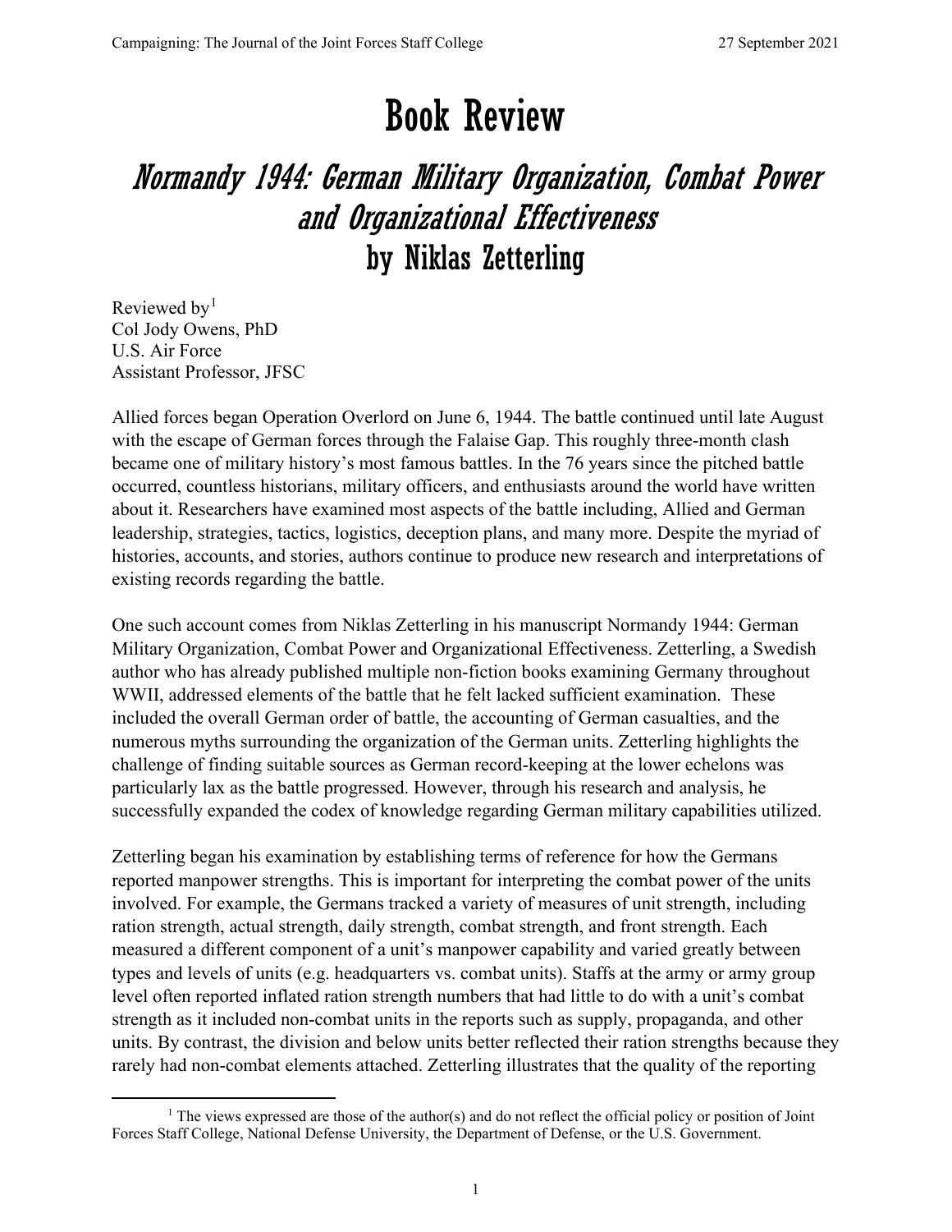# Book Review

## *Normandy 1944: German Military Organization, Combat Power and Organizational Effectiveness*
## by Niklas Zetterling

Reviewed by[1]
Col Jody Owens, PhD
U.S. Air Force
Assistant Professor, JFSC

Allied forces began Operation Overlord on June 6, 1944. The battle continued until late August with the escape of German forces through the Falaise Gap. This roughly three-month clash became one of military history's most famous battles. In the 76 years since the pitched battle occurred, countless historians, military officers, and enthusiasts around the world have written about it. Researchers have examined most aspects of the battle including, Allied and German leadership, strategies, tactics, logistics, deception plans, and many more. Despite the myriad of histories, accounts, and stories, authors continue to produce new research and interpretations of existing records regarding the battle.

One such account comes from Niklas Zetterling in his manuscript Normandy 1944: German Military Organization, Combat Power and Organizational Effectiveness. Zetterling, a Swedish author who has already published multiple non-fiction books examining Germany throughout WWII, addressed elements of the battle that he felt lacked sufficient examination. These included the overall German order of battle, the accounting of German casualties, and the numerous myths surrounding the organization of the German units. Zetterling highlights the challenge of finding suitable sources as German record-keeping at the lower echelons was particularly lax as the battle progressed. However, through his research and analysis, he successfully expanded the codex of knowledge regarding German military capabilities utilized.

Zetterling began his examination by establishing terms of reference for how the Germans reported manpower strengths. This is important for interpreting the combat power of the units involved. For example, the Germans tracked a variety of measures of unit strength, including ration strength, actual strength, daily strength, combat strength, and front strength. Each measured a different component of a unit's manpower capability and varied greatly between types and levels of units (e.g. headquarters vs. combat units). Staffs at the army or army group level often reported inflated ration strength numbers that had little to do with a unit's combat strength as it included non-combat units in the reports such as supply, propaganda, and other units. By contrast, the division and below units better reflected their ration strengths because they rarely had non-combat elements attached. Zetterling illustrates that the quality of the reporting

[1] The views expressed are those of the author(s) and do not reflect the official policy or position of Joint Forces Staff College, National Defense University, the Department of Defense, or the U.S. Government.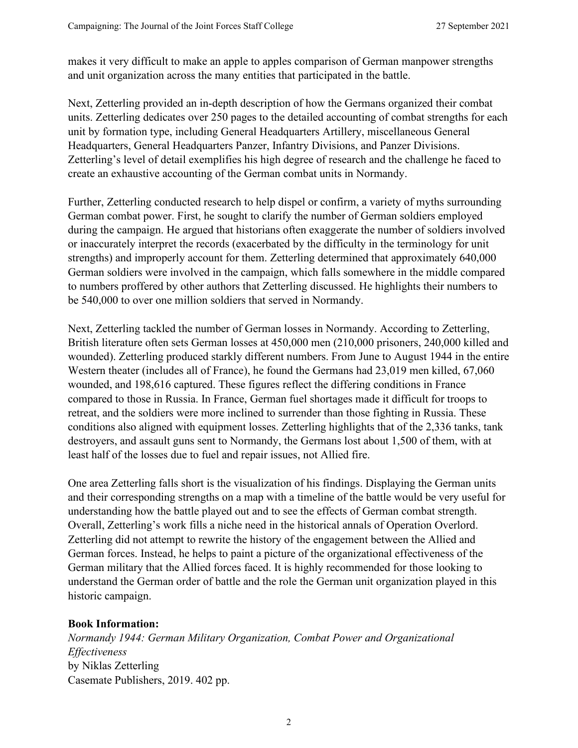makes it very difficult to make an apple to apples comparison of German manpower strengths and unit organization across the many entities that participated in the battle.

Next, Zetterling provided an in-depth description of how the Germans organized their combat units. Zetterling dedicates over 250 pages to the detailed accounting of combat strengths for each unit by formation type, including General Headquarters Artillery, miscellaneous General Headquarters, General Headquarters Panzer, Infantry Divisions, and Panzer Divisions. Zetterling's level of detail exemplifies his high degree of research and the challenge he faced to create an exhaustive accounting of the German combat units in Normandy.

Further, Zetterling conducted research to help dispel or confirm, a variety of myths surrounding German combat power. First, he sought to clarify the number of German soldiers employed during the campaign. He argued that historians often exaggerate the number of soldiers involved or inaccurately interpret the records (exacerbated by the difficulty in the terminology for unit strengths) and improperly account for them. Zetterling determined that approximately 640,000 German soldiers were involved in the campaign, which falls somewhere in the middle compared to numbers proffered by other authors that Zetterling discussed. He highlights their numbers to be 540,000 to over one million soldiers that served in Normandy.

Next, Zetterling tackled the number of German losses in Normandy. According to Zetterling, British literature often sets German losses at 450,000 men (210,000 prisoners, 240,000 killed and wounded). Zetterling produced starkly different numbers. From June to August 1944 in the entire Western theater (includes all of France), he found the Germans had 23,019 men killed, 67,060 wounded, and 198,616 captured. These figures reflect the differing conditions in France compared to those in Russia. In France, German fuel shortages made it difficult for troops to retreat, and the soldiers were more inclined to surrender than those fighting in Russia. These conditions also aligned with equipment losses. Zetterling highlights that of the 2,336 tanks, tank destroyers, and assault guns sent to Normandy, the Germans lost about 1,500 of them, with at least half of the losses due to fuel and repair issues, not Allied fire.

One area Zetterling falls short is the visualization of his findings. Displaying the German units and their corresponding strengths on a map with a timeline of the battle would be very useful for understanding how the battle played out and to see the effects of German combat strength. Overall, Zetterling's work fills a niche need in the historical annals of Operation Overlord. Zetterling did not attempt to rewrite the history of the engagement between the Allied and German forces. Instead, he helps to paint a picture of the organizational effectiveness of the German military that the Allied forces faced. It is highly recommended for those looking to understand the German order of battle and the role the German unit organization played in this historic campaign.

**Book Information:**

*Normandy 1944: German Military Organization, Combat Power and Organizational Effectiveness*
by Niklas Zetterling
Casemate Publishers, 2019. 402 pp.